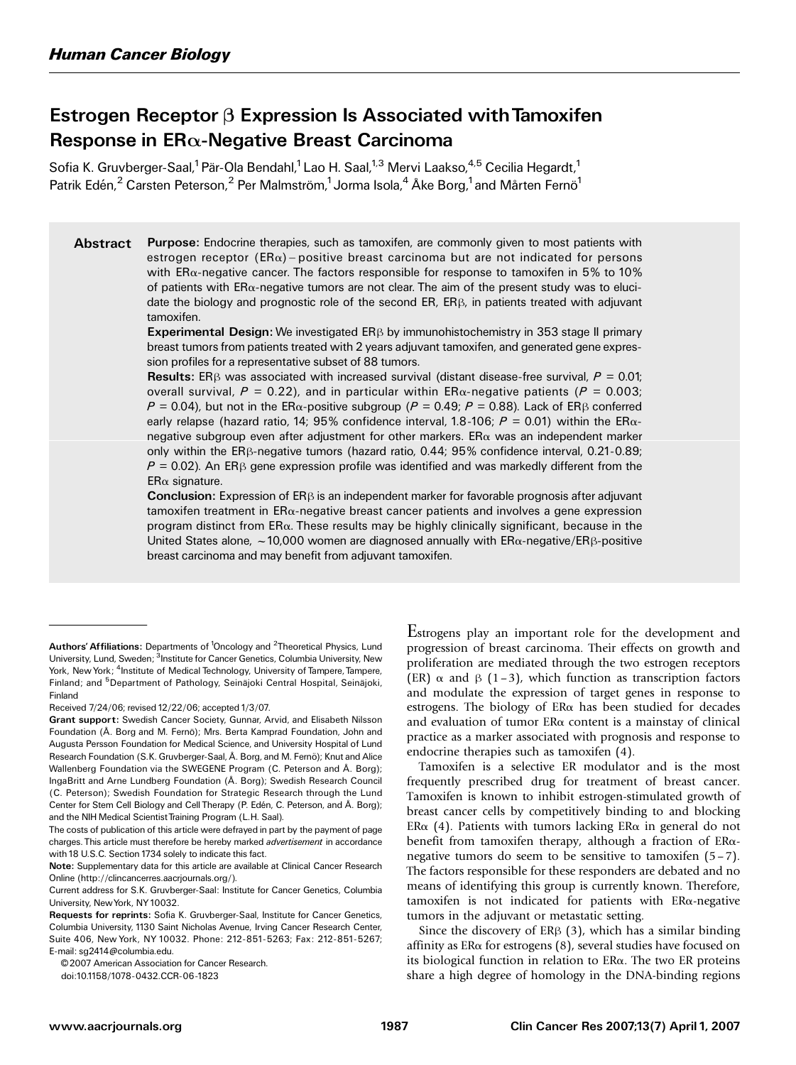Human Cancer Biology

# Estrogen Receptor β Expression Is Associated with Tamoxifen Response in ERα-Negative Breast Carcinoma

Sofia K. Gruvberger-Saal,[1] Pär-Ola Bendahl,[1] Lao H. Saal,[1,3] Mervi Laakso,[4,5] Cecilia Hegardt,[1] Patrik Edén,[2] Carsten Peterson,[2] Per Malmström,[1] Jorma Isola,[4] Åke Borg,[1] and Mårten Fernö[1]

## Abstract

**Purpose:** Endocrine therapies, such as tamoxifen, are commonly given to most patients with estrogen receptor (ERα)–positive breast carcinoma but are not indicated for persons with ERα-negative cancer. The factors responsible for response to tamoxifen in 5% to 10% of patients with ERα-negative tumors are not clear. The aim of the present study was to elucidate the biology and prognostic role of the second ER, ERβ, in patients treated with adjuvant tamoxifen.

**Experimental Design:** We investigated ERβ by immunohistochemistry in 353 stage II primary breast tumors from patients treated with 2 years adjuvant tamoxifen, and generated gene expression profiles for a representative subset of 88 tumors.

**Results:** ERβ was associated with increased survival (distant disease-free survival, $P = 0.01$; overall survival, $P = 0.22$), and in particular within ERα-negative patients ($P = 0.003$; $P = 0.04$), but not in the ERα-positive subgroup ($P = 0.49$; $P = 0.88$). Lack of ERβ conferred early relapse (hazard ratio, 14; 95% confidence interval, 1.8-106; $P = 0.01$) within the ERα-negative subgroup even after adjustment for other markers. ERα was an independent marker only within the ERβ-negative tumors (hazard ratio, 0.44; 95% confidence interval, 0.21-0.89; $P = 0.02$). An ERβ gene expression profile was identified and was markedly different from the ERα signature.

**Conclusion:** Expression of ERβ is an independent marker for favorable prognosis after adjuvant tamoxifen treatment in ERα-negative breast cancer patients and involves a gene expression program distinct from ERα. These results may be highly clinically significant, because in the United States alone, ~10,000 women are diagnosed annually with ERα-negative/ERβ-positive breast carcinoma and may benefit from adjuvant tamoxifen.

---

**Authors' Affiliations:** Departments of [1]Oncology and [2]Theoretical Physics, Lund University, Lund, Sweden; [3]Institute for Cancer Genetics, Columbia University, New York, New York; [4]Institute of Medical Technology, University of Tampere, Tampere, Finland; and [5]Department of Pathology, Seinäjoki Central Hospital, Seinäjoki, Finland

Received 7/24/06; revised 12/22/06; accepted 1/3/07.

**Grant support:** Swedish Cancer Society, Gunnar, Arvid, and Elisabeth Nilsson Foundation (Å. Borg and M. Fernö); Mrs. Berta Kamprad Foundation, John and Augusta Persson Foundation for Medical Science, and University Hospital of Lund Research Foundation (S.K. Gruvberger-Saal, Å. Borg, and M. Fernö); Knut and Alice Wallenberg Foundation via the SWEGENE Program (C. Peterson and Å. Borg); IngaBritt and Arne Lundberg Foundation (Å. Borg); Swedish Research Council (C. Peterson); Swedish Foundation for Strategic Research through the Lund Center for Stem Cell Biology and Cell Therapy (P. Edén, C. Peterson, and Å. Borg); and the NIH Medical Scientist Training Program (L.H. Saal).

The costs of publication of this article were defrayed in part by the payment of page charges. This article must therefore be hereby marked *advertisement* in accordance with 18 U.S.C. Section 1734 solely to indicate this fact.

**Note:** Supplementary data for this article are available at Clinical Cancer Research Online (http://clincancerres.aacrjournals.org/).

Current address for S.K. Gruvberger-Saal: Institute for Cancer Genetics, Columbia University, New York, NY 10032.

**Requests for reprints:** Sofia K. Gruvberger-Saal, Institute for Cancer Genetics, Columbia University, 1130 Saint Nicholas Avenue, Irving Cancer Research Center, Suite 406, New York, NY 10032. Phone: 212-851-5263; Fax: 212-851-5267; E-mail: sg2414@columbia.edu.

©2007 American Association for Cancer Research.

doi:10.1158/1078-0432.CCR-06-1823

---

Estrogens play an important role for the development and progression of breast carcinoma. Their effects on growth and proliferation are mediated through the two estrogen receptors (ER) α and β (1–3), which function as transcription factors and modulate the expression of target genes in response to estrogens. The biology of ERα has been studied for decades and evaluation of tumor ERα content is a mainstay of clinical practice as a marker associated with prognosis and response to endocrine therapies such as tamoxifen (4).

Tamoxifen is a selective ER modulator and is the most frequently prescribed drug for treatment of breast cancer. Tamoxifen is known to inhibit estrogen-stimulated growth of breast cancer cells by competitively binding to and blocking ERα (4). Patients with tumors lacking ERα in general do not benefit from tamoxifen therapy, although a fraction of ERα-negative tumors do seem to be sensitive to tamoxifen (5–7). The factors responsible for these responders are debated and no means of identifying this group is currently known. Therefore, tamoxifen is not indicated for patients with ERα-negative tumors in the adjuvant or metastatic setting.

Since the discovery of ERβ (3), which has a similar binding affinity as ERα for estrogens (8), several studies have focused on its biological function in relation to ERα. The two ER proteins share a high degree of homology in the DNA-binding regions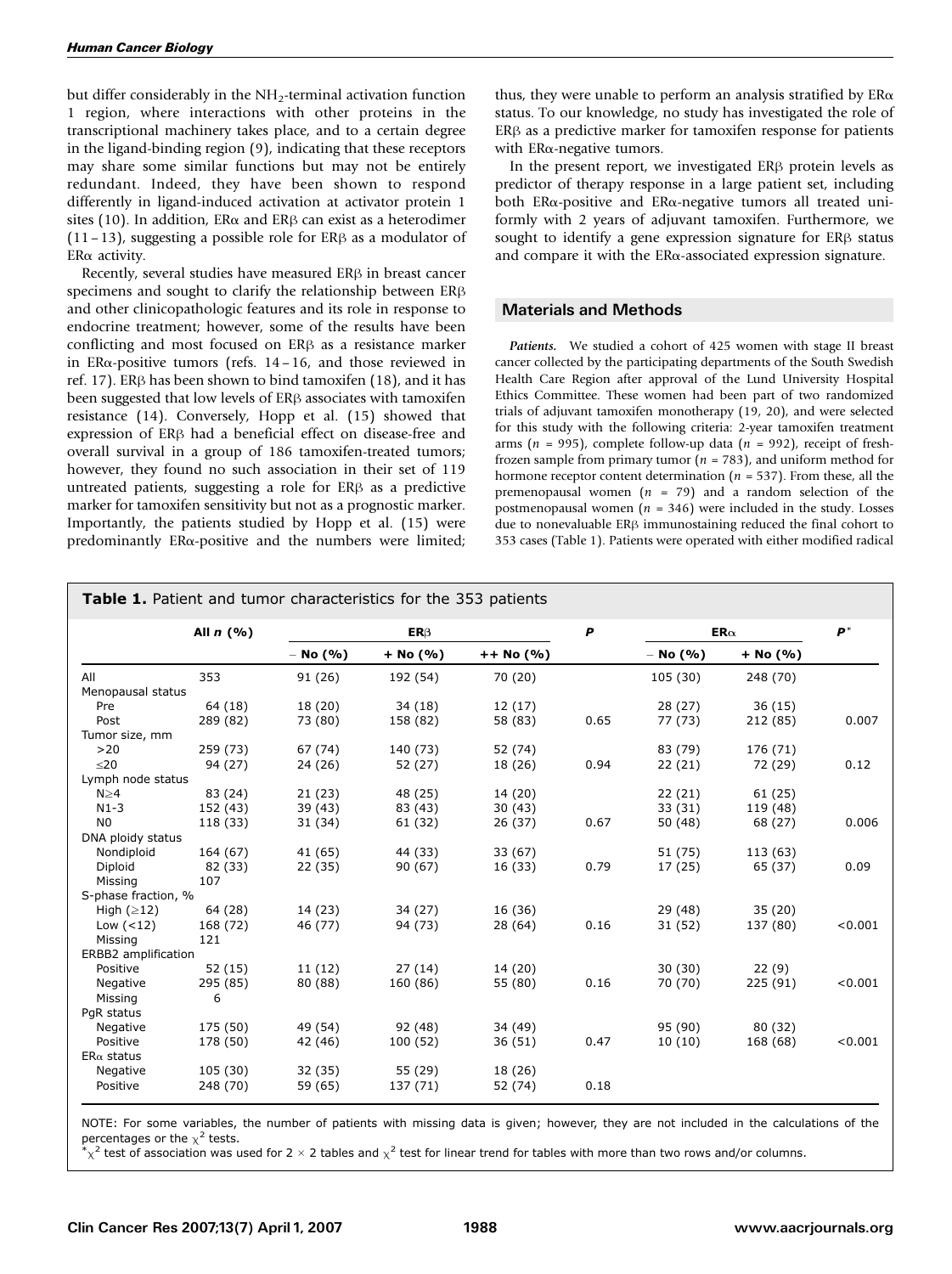but differ considerably in the $NH_2$-terminal activation function 1 region, where interactions with other proteins in the transcriptional machinery takes place, and to a certain degree in the ligand-binding region (9), indicating that these receptors may share some similar functions but may not be entirely redundant. Indeed, they have been shown to respond differently in ligand-induced activation at activator protein 1 sites (10). In addition, ERα and ERβ can exist as a heterodimer (11–13), suggesting a possible role for ERβ as a modulator of ERα activity.

Recently, several studies have measured ERβ in breast cancer specimens and sought to clarify the relationship between ERβ and other clinicopathologic features and its role in response to endocrine treatment; however, some of the results have been conflicting and most focused on ERβ as a resistance marker in ERα-positive tumors (refs. 14–16, and those reviewed in ref. 17). ERβ has been shown to bind tamoxifen (18), and it has been suggested that low levels of ERβ associates with tamoxifen resistance (14). Conversely, Hopp et al. (15) showed that expression of ERβ had a beneficial effect on disease-free and overall survival in a group of 186 tamoxifen-treated tumors; however, they found no such association in their set of 119 untreated patients, suggesting a role for ERβ as a predictive marker for tamoxifen sensitivity but not as a prognostic marker. Importantly, the patients studied by Hopp et al. (15) were predominantly ERα-positive and the numbers were limited; thus, they were unable to perform an analysis stratified by ERα status. To our knowledge, no study has investigated the role of ERβ as a predictive marker for tamoxifen response for patients with ERα-negative tumors.

In the present report, we investigated ERβ protein levels as predictor of therapy response in a large patient set, including both ERα-positive and ERα-negative tumors all treated uniformly with 2 years of adjuvant tamoxifen. Furthermore, we sought to identify a gene expression signature for ERβ status and compare it with the ERα-associated expression signature.

## Materials and Methods

***Patients.*** We studied a cohort of 425 women with stage II breast cancer collected by the participating departments of the South Swedish Health Care Region after approval of the Lund University Hospital Ethics Committee. These women had been part of two randomized trials of adjuvant tamoxifen monotherapy (19, 20), and were selected for this study with the following criteria: 2-year tamoxifen treatment arms ($n$ = 995), complete follow-up data ($n$ = 992), receipt of fresh-frozen sample from primary tumor ($n$ = 783), and uniform method for hormone receptor content determination ($n$ = 537). From these, all the premenopausal women ($n$ = 79) and a random selection of the postmenopausal women ($n$ = 346) were included in the study. Losses due to nonevaluable ERβ immunostaining reduced the final cohort to 353 cases (Table 1). Patients were operated with either modified radical

**Table 1.** Patient and tumor characteristics for the 353 patients

| | All $n$ (%) | ERβ | | | $P$ | ERα | | $P^*$ |
|---|---|---|---|---|---|---|---|---|
| | | − No (%) | + No (%) | ++ No (%) | | − No (%) | + No (%) | |
| All | 353 | 91 (26) | 192 (54) | 70 (20) | | 105 (30) | 248 (70) | |
| Menopausal status | | | | | | | | |
| Pre | 64 (18) | 18 (20) | 34 (18) | 12 (17) | | 28 (27) | 36 (15) | |
| Post | 289 (82) | 73 (80) | 158 (82) | 58 (83) | 0.65 | 77 (73) | 212 (85) | 0.007 |
| Tumor size, mm | | | | | | | | |
| >20 | 259 (73) | 67 (74) | 140 (73) | 52 (74) | | 83 (79) | 176 (71) | |
| ≤20 | 94 (27) | 24 (26) | 52 (27) | 18 (26) | 0.94 | 22 (21) | 72 (29) | 0.12 |
| Lymph node status | | | | | | | | |
| N≥4 | 83 (24) | 21 (23) | 48 (25) | 14 (20) | | 22 (21) | 61 (25) | |
| N1-3 | 152 (43) | 39 (43) | 83 (43) | 30 (43) | | 33 (31) | 119 (48) | |
| N0 | 118 (33) | 31 (34) | 61 (32) | 26 (37) | 0.67 | 50 (48) | 68 (27) | 0.006 |
| DNA ploidy status | | | | | | | | |
| Nondiploid | 164 (67) | 41 (65) | 44 (33) | 33 (67) | | 51 (75) | 113 (63) | |
| Diploid | 82 (33) | 22 (35) | 90 (67) | 16 (33) | 0.79 | 17 (25) | 65 (37) | 0.09 |
| Missing | 107 | | | | | | | |
| S-phase fraction, % | | | | | | | | |
| High (≥12) | 64 (28) | 14 (23) | 34 (27) | 16 (36) | | 29 (48) | 35 (20) | |
| Low (<12) | 168 (72) | 46 (77) | 94 (73) | 28 (64) | 0.16 | 31 (52) | 137 (80) | <0.001 |
| Missing | 121 | | | | | | | |
| ERBB2 amplification | | | | | | | | |
| Positive | 52 (15) | 11 (12) | 27 (14) | 14 (20) | | 30 (30) | 22 (9) | |
| Negative | 295 (85) | 80 (88) | 160 (86) | 55 (80) | 0.16 | 70 (70) | 225 (91) | <0.001 |
| Missing | 6 | | | | | | | |
| PgR status | | | | | | | | |
| Negative | 175 (50) | 49 (54) | 92 (48) | 34 (49) | | 95 (90) | 80 (32) | |
| Positive | 178 (50) | 42 (46) | 100 (52) | 36 (51) | 0.47 | 10 (10) | 168 (68) | <0.001 |
| ERα status | | | | | | | | |
| Negative | 105 (30) | 32 (35) | 55 (29) | 18 (26) | | | | |
| Positive | 248 (70) | 59 (65) | 137 (71) | 52 (74) | 0.18 | | | |

NOTE: For some variables, the number of patients with missing data is given; however, they are not included in the calculations of the percentages or the $\chi^2$ tests.

*$\chi^2$ test of association was used for 2 × 2 tables and $\chi^2$ test for linear trend for tables with more than two rows and/or columns.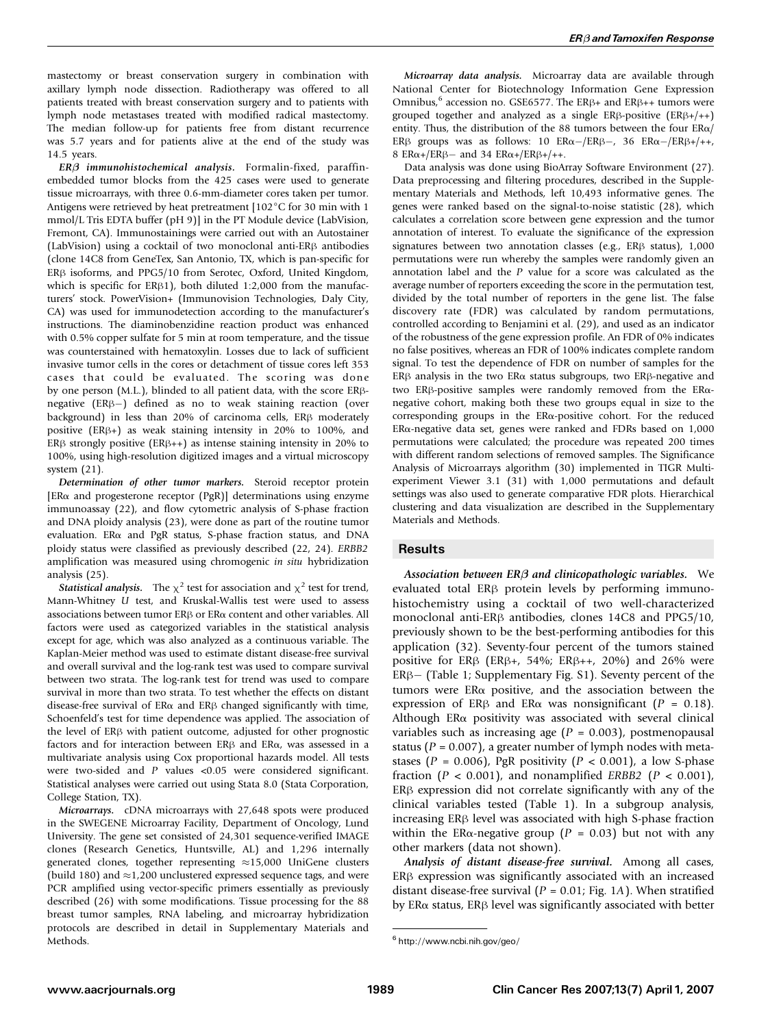mastectomy or breast conservation surgery in combination with axillary lymph node dissection. Radiotherapy was offered to all patients treated with breast conservation surgery and to patients with lymph node metastases treated with modified radical mastectomy. The median follow-up for patients free from distant recurrence was 5.7 years and for patients alive at the end of the study was 14.5 years.

***ERβ immunohistochemical analysis.*** Formalin-fixed, paraffin-embedded tumor blocks from the 425 cases were used to generate tissue microarrays, with three 0.6-mm-diameter cores taken per tumor. Antigens were retrieved by heat pretreatment [102°C for 30 min with 1 mmol/L Tris EDTA buffer (pH 9)] in the PT Module device (LabVision, Fremont, CA). Immunostainings were carried out with an Autostainer (LabVision) using a cocktail of two monoclonal anti-ERβ antibodies (clone 14C8 from GeneTex, San Antonio, TX, which is pan-specific for ERβ isoforms, and PPG5/10 from Serotec, Oxford, United Kingdom, which is specific for ERβ1), both diluted 1:2,000 from the manufacturers' stock. PowerVision+ (Immunovision Technologies, Daly City, CA) was used for immunodetection according to the manufacturer's instructions. The diaminobenzidine reaction product was enhanced with 0.5% copper sulfate for 5 min at room temperature, and the tissue was counterstained with hematoxylin. Losses due to lack of sufficient invasive tumor cells in the cores or detachment of tissue cores left 353 cases that could be evaluated. The scoring was done by one person (M.L.), blinded to all patient data, with the score ERβ-negative (ERβ−) defined as no to weak staining reaction (over background) in less than 20% of carcinoma cells, ERβ moderately positive (ERβ+) as weak staining intensity in 20% to 100%, and ERβ strongly positive (ERβ++) as intense staining intensity in 20% to 100%, using high-resolution digitized images and a virtual microscopy system (21).

***Determination of other tumor markers.*** Steroid receptor protein [ERα and progesterone receptor (PgR)] determinations using enzyme immunoassay (22), and flow cytometric analysis of S-phase fraction and DNA ploidy analysis (23), were done as part of the routine tumor evaluation. ERα and PgR status, S-phase fraction status, and DNA ploidy status were classified as previously described (22, 24). *ERBB2* amplification was measured using chromogenic *in situ* hybridization analysis (25).

***Statistical analysis.*** The $\chi^2$ test for association and $\chi^2$ test for trend, Mann-Whitney *U* test, and Kruskal-Wallis test were used to assess associations between tumor ERβ or ERα content and other variables. All factors were used as categorized variables in the statistical analysis except for age, which was also analyzed as a continuous variable. The Kaplan-Meier method was used to estimate distant disease-free survival and overall survival and the log-rank test was used to compare survival between two strata. The log-rank test for trend was used to compare survival in more than two strata. To test whether the effects on distant disease-free survival of ERα and ERβ changed significantly with time, Schoenfeld's test for time dependence was applied. The association of the level of ERβ with patient outcome, adjusted for other prognostic factors and for interaction between ERβ and ERα, was assessed in a multivariate analysis using Cox proportional hazards model. All tests were two-sided and *P* values <0.05 were considered significant. Statistical analyses were carried out using Stata 8.0 (Stata Corporation, College Station, TX).

***Microarrays.*** cDNA microarrays with 27,648 spots were produced in the SWEGENE Microarray Facility, Department of Oncology, Lund University. The gene set consisted of 24,301 sequence-verified IMAGE clones (Research Genetics, Huntsville, AL) and 1,296 internally generated clones, together representing ≈15,000 UniGene clusters (build 180) and ≈1,200 unclustered expressed sequence tags, and were PCR amplified using vector-specific primers essentially as previously described (26) with some modifications. Tissue processing for the 88 breast tumor samples, RNA labeling, and microarray hybridization protocols are described in detail in Supplementary Materials and Methods.

***Microarray data analysis.*** Microarray data are available through National Center for Biotechnology Information Gene Expression Omnibus,[6] accession no. GSE6577. The ERβ+ and ERβ++ tumors were grouped together and analyzed as a single ERβ-positive (ERβ+/++) entity. Thus, the distribution of the 88 tumors between the four ERα/ERβ groups was as follows: 10 ERα−/ERβ−, 36 ERα−/ERβ+/++, 8 ERα+/ERβ− and 34 ERα+/ERβ+/++.

Data analysis was done using BioArray Software Environment (27). Data preprocessing and filtering procedures, described in the Supplementary Materials and Methods, left 10,493 informative genes. The genes were ranked based on the signal-to-noise statistic (28), which calculates a correlation score between gene expression and the tumor annotation of interest. To evaluate the significance of the expression signatures between two annotation classes (e.g., ERβ status), 1,000 permutations were run whereby the samples were randomly given an annotation label and the *P* value for a score was calculated as the average number of reporters exceeding the score in the permutation test, divided by the total number of reporters in the gene list. The false discovery rate (FDR) was calculated by random permutations, controlled according to Benjamini et al. (29), and used as an indicator of the robustness of the gene expression profile. An FDR of 0% indicates no false positives, whereas an FDR of 100% indicates complete random signal. To test the dependence of FDR on number of samples for the ERβ analysis in the two ERα status subgroups, two ERβ-negative and two ERβ-positive samples were randomly removed from the ERα-negative cohort, making both these two groups equal in size to the corresponding groups in the ERα-positive cohort. For the reduced ERα-negative data set, genes were ranked and FDRs based on 1,000 permutations were calculated; the procedure was repeated 200 times with different random selections of removed samples. The Significance Analysis of Microarrays algorithm (30) implemented in TIGR Multi-experiment Viewer 3.1 (31) with 1,000 permutations and default settings was also used to generate comparative FDR plots. Hierarchical clustering and data visualization are described in the Supplementary Materials and Methods.

## Results

***Association between ERβ and clinicopathologic variables.*** We evaluated total ERβ protein levels by performing immunohistochemistry using a cocktail of two well-characterized monoclonal anti-ERβ antibodies, clones 14C8 and PPG5/10, previously shown to be the best-performing antibodies for this application (32). Seventy-four percent of the tumors stained positive for ERβ (ERβ+, 54%; ERβ++, 20%) and 26% were ERβ− (Table 1; Supplementary Fig. S1). Seventy percent of the tumors were ERα positive, and the association between the expression of ERβ and ERα was nonsignificant ($P = 0.18$). Although ERα positivity was associated with several clinical variables such as increasing age ($P = 0.003$), postmenopausal status ($P = 0.007$), a greater number of lymph nodes with metastases ($P = 0.006$), PgR positivity ($P < 0.001$), a low S-phase fraction ($P < 0.001$), and nonamplified *ERBB2* ($P < 0.001$), ERβ expression did not correlate significantly with any of the clinical variables tested (Table 1). In a subgroup analysis, increasing ERβ level was associated with high S-phase fraction within the ERα-negative group ($P = 0.03$) but not with any other markers (data not shown).

***Analysis of distant disease-free survival.*** Among all cases, ERβ expression was significantly associated with an increased distant disease-free survival ($P = 0.01$; Fig. 1*A*). When stratified by ERα status, ERβ level was significantly associated with better

[6] http://www.ncbi.nih.gov/geo/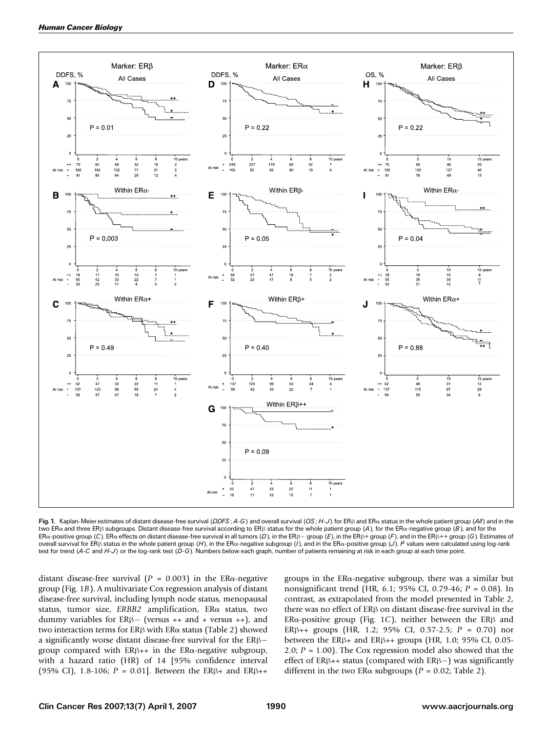Fig. 1. Kaplan-Meier estimates of distant disease-free survival (*DDFS*; *A-G*) and overall survival (*OS*; *H-J*) for ERβ and ERα status in the whole patient group (*All*) and in the two ERα and three ERβ subgroups. Distant disease-free survival according to ERβ status for the whole patient group (*A*), for the ERα-negative group (*B*), and for the ERα-positive group (*C*). ERα effects on distant disease-free survival in all tumors (*D*), in the ERβ− group (*E*), in the ERβ+ group (*F*), and in the ERβ++ group (*G*). Estimates of overall survival for ERβ status in the whole patient group (*H*), in the ERα-negative subgroup (*I*), and in the ERα-positive group (*J*). *P* values were calculated using log-rank test for trend (*A-C* and *H-J*) or the log-rank test (*D-G*). Numbers below each graph, number of patients remaining at risk in each group at each time point.

distant disease-free survival ($P = 0.003$) in the ERα-negative group (Fig. 1*B*). A multivariate Cox regression analysis of distant disease-free survival, including lymph node status, menopausal status, tumor size, *ERBB2* amplification, ERα status, two dummy variables for ERβ− (versus ++ and + versus ++), and two interaction terms for ERβ with ERα status (Table 2) showed a significantly worse distant disease-free survival for the ERβ− group compared with ERβ++ in the ERα-negative subgroup, with a hazard ratio (HR) of 14 [95% confidence interval (95% CI), 1.8-106; $P = 0.01$]. Between the ERβ+ and ERβ++ groups in the ERα-negative subgroup, there was a similar but nonsignificant trend (HR, 6.1; 95% CI, 0.79-46; $P = 0.08$). In contrast, as extrapolated from the model presented in Table 2, there was no effect of ERβ on distant disease-free survival in the ERα-positive group (Fig. 1*C*), neither between the ERβ and ERβ++ groups (HR, 1.2; 95% CI, 0.57-2.5; $P = 0.70$) nor between the ERβ+ and ERβ++ groups (HR, 1.0; 95% CI, 0.05-2.0; $P = 1.00$). The Cox regression model also showed that the effect of ERβ++ status (compared with ERβ−) was significantly different in the two ERα subgroups ($P = 0.02$; Table 2).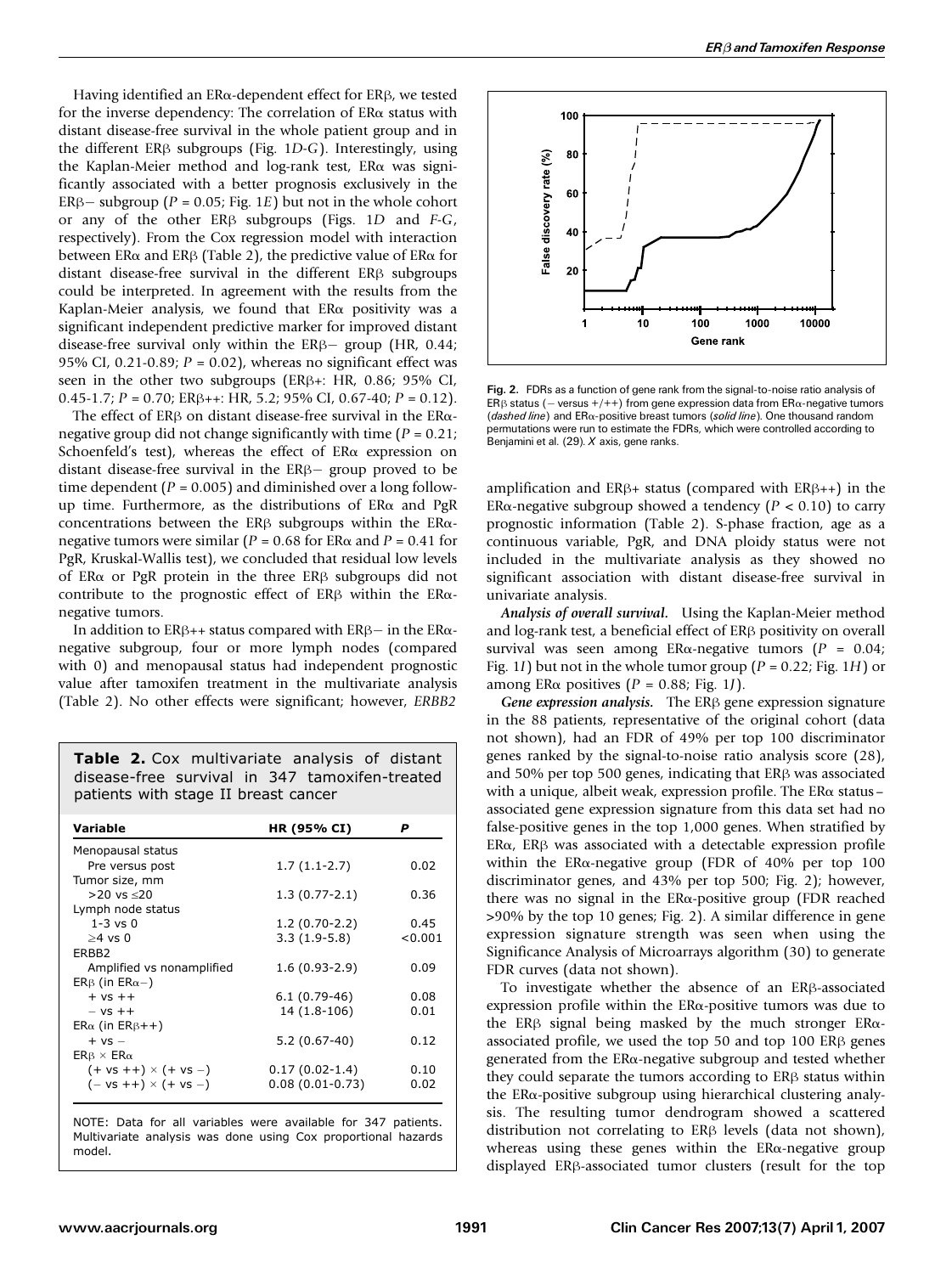Having identified an ERα-dependent effect for ERβ, we tested for the inverse dependency: The correlation of ERα status with distant disease-free survival in the whole patient group and in the different ERβ subgroups (Fig. 1*D-G*). Interestingly, using the Kaplan-Meier method and log-rank test, ERα was significantly associated with a better prognosis exclusively in the ERβ− subgroup ($P = 0.05$; Fig. 1*E*) but not in the whole cohort or any of the other ERβ subgroups (Figs. 1*D* and *F-G*, respectively). From the Cox regression model with interaction between ERα and ERβ (Table 2), the predictive value of ERα for distant disease-free survival in the different ERβ subgroups could be interpreted. In agreement with the results from the Kaplan-Meier analysis, we found that ERα positivity was a significant independent predictive marker for improved distant disease-free survival only within the ERβ− group (HR, 0.44; 95% CI, 0.21-0.89; $P = 0.02$), whereas no significant effect was seen in the other two subgroups (ERβ+: HR, 0.86; 95% CI, 0.45-1.7; $P = 0.70$; ERβ++: HR, 5.2; 95% CI, 0.67-40; $P = 0.12$).

The effect of ERβ on distant disease-free survival in the ERα-negative group did not change significantly with time ($P = 0.21$; Schoenfeld's test), whereas the effect of ERα expression on distant disease-free survival in the ERβ− group proved to be time dependent ($P = 0.005$) and diminished over a long follow-up time. Furthermore, as the distributions of ERα and PgR concentrations between the ERβ subgroups within the ERα-negative tumors were similar ($P = 0.68$ for ERα and $P = 0.41$ for PgR, Kruskal-Wallis test), we concluded that residual low levels of ERα or PgR protein in the three ERβ subgroups did not contribute to the prognostic effect of ERβ within the ERα-negative tumors.

In addition to ERβ++ status compared with ERβ− in the ERα-negative subgroup, four or more lymph nodes (compared with 0) and menopausal status had independent prognostic value after tamoxifen treatment in the multivariate analysis (Table 2). No other effects were significant; however, *ERBB2* amplification and ERβ+ status (compared with ERβ++) in the ERα-negative subgroup showed a tendency ($P < 0.10$) to carry prognostic information (Table 2). S-phase fraction, age as a continuous variable, PgR, and DNA ploidy status were not included in the multivariate analysis as they showed no significant association with distant disease-free survival in univariate analysis.

**Table 2.** Cox multivariate analysis of distant disease-free survival in 347 tamoxifen-treated patients with stage II breast cancer

| Variable | HR (95% CI) | P |
|---|---|---|
| Menopausal status | | |
| Pre versus post | 1.7 (1.1-2.7) | 0.02 |
| Tumor size, mm | | |
| >20 vs ≤20 | 1.3 (0.77-2.1) | 0.36 |
| Lymph node status | | |
| 1-3 vs 0 | 1.2 (0.70-2.2) | 0.45 |
| ≥4 vs 0 | 3.3 (1.9-5.8) | <0.001 |
| ERBB2 | | |
| Amplified vs nonamplified | 1.6 (0.93-2.9) | 0.09 |
| ERβ (in ERα−) | | |
| + vs ++ | 6.1 (0.79-46) | 0.08 |
| − vs ++ | 14 (1.8-106) | 0.01 |
| ERα (in ERβ++) | | |
| + vs − | 5.2 (0.67-40) | 0.12 |
| ERβ × ERα | | |
| (+ vs ++) × (+ vs −) | 0.17 (0.02-1.4) | 0.10 |
| (− vs ++) × (+ vs −) | 0.08 (0.01-0.73) | 0.02 |

NOTE: Data for all variables were available for 347 patients. Multivariate analysis was done using Cox proportional hazards model.

Fig. 2. FDRs as a function of gene rank from the signal-to-noise ratio analysis of ERβ status (− versus +/++) from gene expression data from ERα-negative tumors (*dashed line*) and ERα-positive breast tumors (*solid line*). One thousand random permutations were run to estimate the FDRs, which were controlled according to Benjamini et al. (29). *X* axis, gene ranks.

*Analysis of overall survival.* Using the Kaplan-Meier method and log-rank test, a beneficial effect of ERβ positivity on overall survival was seen among ERα-negative tumors ($P = 0.04$; Fig. 1*I*) but not in the whole tumor group ($P = 0.22$; Fig. 1*H*) or among ERα positives ($P = 0.88$; Fig. 1*J*).

***Gene expression analysis.*** The ERβ gene expression signature in the 88 patients, representative of the original cohort (data not shown), had an FDR of 49% per top 100 discriminator genes ranked by the signal-to-noise ratio analysis score (28), and 50% per top 500 genes, indicating that ERβ was associated with a unique, albeit weak, expression profile. The ERα status–associated gene expression signature from this data set had no false-positive genes in the top 1,000 genes. When stratified by ERα, ERβ was associated with a detectable expression profile within the ERα-negative group (FDR of 40% per top 100 discriminator genes, and 43% per top 500; Fig. 2); however, there was no signal in the ERα-positive group (FDR reached >90% by the top 10 genes; Fig. 2). A similar difference in gene expression signature strength was seen when using the Significance Analysis of Microarrays algorithm (30) to generate FDR curves (data not shown).

To investigate whether the absence of an ERβ-associated expression profile within the ERα-positive tumors was due to the ERβ signal being masked by the much stronger ERα-associated profile, we used the top 50 and top 100 ERβ genes generated from the ERα-negative subgroup and tested whether they could separate the tumors according to ERβ status within the ERα-positive subgroup using hierarchical clustering analysis. The resulting tumor dendrogram showed a scattered distribution not correlating to ERβ levels (data not shown), whereas using these genes within the ERα-negative group displayed ERβ-associated tumor clusters (result for the top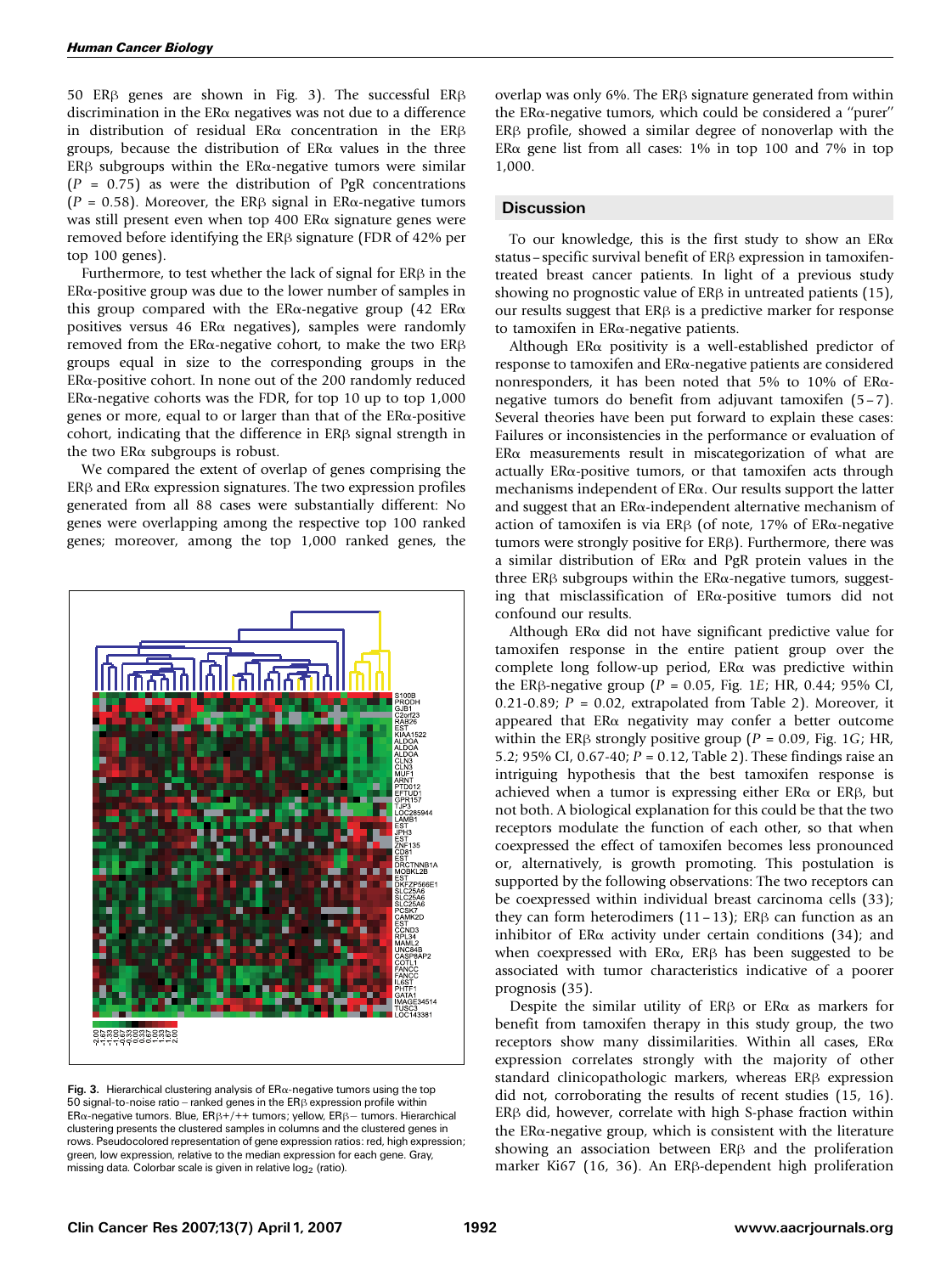50 ERβ genes are shown in Fig. 3). The successful ERβ discrimination in the ERα negatives was not due to a difference in distribution of residual ERα concentration in the ERβ groups, because the distribution of ERα values in the three ERβ subgroups within the ERα-negative tumors were similar ($P$ = 0.75) as were the distribution of PgR concentrations ($P$ = 0.58). Moreover, the ERβ signal in ERα-negative tumors was still present even when top 400 ERα signature genes were removed before identifying the ERβ signature (FDR of 42% per top 100 genes).

Furthermore, to test whether the lack of signal for ERβ in the ERα-positive group was due to the lower number of samples in this group compared with the ERα-negative group (42 ERα positives versus 46 ERα negatives), samples were randomly removed from the ERα-negative cohort, to make the two ERβ groups equal in size to the corresponding groups in the ERα-positive cohort. In none out of the 200 randomly reduced ERα-negative cohorts was the FDR, for top 10 up to top 1,000 genes or more, equal to or larger than that of the ERα-positive cohort, indicating that the difference in ERβ signal strength in the two ERα subgroups is robust.

We compared the extent of overlap of genes comprising the ERβ and ERα expression signatures. The two expression profiles generated from all 88 cases were substantially different: No genes were overlapping among the respective top 100 ranked genes; moreover, among the top 1,000 ranked genes, the overlap was only 6%. The ERβ signature generated from within the ERα-negative tumors, which could be considered a "purer" ERβ profile, showed a similar degree of nonoverlap with the ERα gene list from all cases: 1% in top 100 and 7% in top 1,000.

**Fig. 3.** Hierarchical clustering analysis of ERα-negative tumors using the top 50 signal-to-noise ratio – ranked genes in the ERβ expression profile within ERα-negative tumors. Blue, ERβ+/++ tumors; yellow, ERβ− tumors. Hierarchical clustering presents the clustered samples in columns and the clustered genes in rows. Pseudocolored representation of gene expression ratios: red, high expression; green, low expression, relative to the median expression for each gene. Gray, missing data. Colorbar scale is given in relative $\log_2$ (ratio).

## Discussion

To our knowledge, this is the first study to show an ERα status–specific survival benefit of ERβ expression in tamoxifen-treated breast cancer patients. In light of a previous study showing no prognostic value of ERβ in untreated patients (15), our results suggest that ERβ is a predictive marker for response to tamoxifen in ERα-negative patients.

Although ERα positivity is a well-established predictor of response to tamoxifen and ERα-negative patients are considered nonresponders, it has been noted that 5% to 10% of ERα-negative tumors do benefit from adjuvant tamoxifen (5–7). Several theories have been put forward to explain these cases: Failures or inconsistencies in the performance or evaluation of ERα measurements result in miscategorization of what are actually ERα-positive tumors, or that tamoxifen acts through mechanisms independent of ERα. Our results support the latter and suggest that an ERα-independent alternative mechanism of action of tamoxifen is via ERβ (of note, 17% of ERα-negative tumors were strongly positive for ERβ). Furthermore, there was a similar distribution of ERα and PgR protein values in the three ERβ subgroups within the ERα-negative tumors, suggesting that misclassification of ERα-positive tumors did not confound our results.

Although ERα did not have significant predictive value for tamoxifen response in the entire patient group over the complete long follow-up period, ERα was predictive within the ERβ-negative group ($P$ = 0.05, Fig. 1*E*; HR, 0.44; 95% CI, 0.21-0.89; $P$ = 0.02, extrapolated from Table 2). Moreover, it appeared that ERα negativity may confer a better outcome within the ERβ strongly positive group ($P$ = 0.09, Fig. 1*G*; HR, 5.2; 95% CI, 0.67-40; $P$ = 0.12, Table 2). These findings raise an intriguing hypothesis that the best tamoxifen response is achieved when a tumor is expressing either ERα or ERβ, but not both. A biological explanation for this could be that the two receptors modulate the function of each other, so that when coexpressed the effect of tamoxifen becomes less pronounced or, alternatively, is growth promoting. This postulation is supported by the following observations: The two receptors can be coexpressed within individual breast carcinoma cells (33); they can form heterodimers (11–13); ERβ can function as an inhibitor of ERα activity under certain conditions (34); and when coexpressed with ERα, ERβ has been suggested to be associated with tumor characteristics indicative of a poorer prognosis (35).

Despite the similar utility of ERβ or ERα as markers for benefit from tamoxifen therapy in this study group, the two receptors show many dissimilarities. Within all cases, ERα expression correlates strongly with the majority of other standard clinicopathologic markers, whereas ERβ expression did not, corroborating the results of recent studies (15, 16). ERβ did, however, correlate with high S-phase fraction within the ERα-negative group, which is consistent with the literature showing an association between ERβ and the proliferation marker Ki67 (16, 36). An ERβ-dependent high proliferation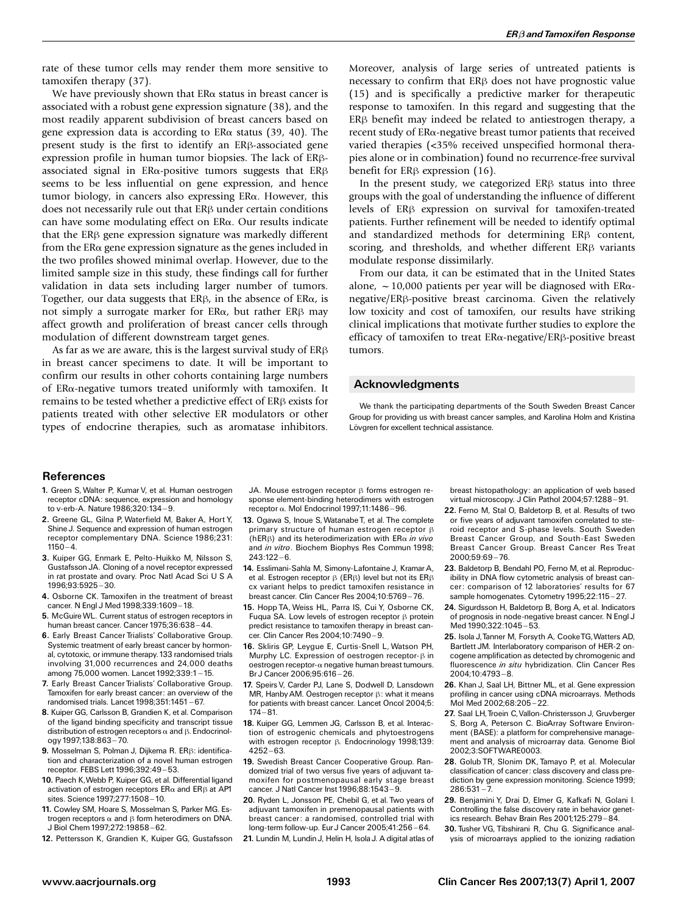rate of these tumor cells may render them more sensitive to tamoxifen therapy (37).

We have previously shown that ERα status in breast cancer is associated with a robust gene expression signature (38), and the most readily apparent subdivision of breast cancers based on gene expression data is according to ERα status (39, 40). The present study is the first to identify an ERβ-associated gene expression profile in human tumor biopsies. The lack of ERβ-associated signal in ERα-positive tumors suggests that ERβ seems to be less influential on gene expression, and hence tumor biology, in cancers also expressing ERα. However, this does not necessarily rule out that ERβ under certain conditions can have some modulating effect on ERα. Our results indicate that the ERβ gene expression signature was markedly different from the ERα gene expression signature as the genes included in the two profiles showed minimal overlap. However, due to the limited sample size in this study, these findings call for further validation in data sets including larger number of tumors. Together, our data suggests that ERβ, in the absence of ERα, is not simply a surrogate marker for ERα, but rather ERβ may affect growth and proliferation of breast cancer cells through modulation of different downstream target genes.

As far as we are aware, this is the largest survival study of ERβ in breast cancer specimens to date. It will be important to confirm our results in other cohorts containing large numbers of ERα-negative tumors treated uniformly with tamoxifen. It remains to be tested whether a predictive effect of ERβ exists for patients treated with other selective ER modulators or other types of endocrine therapies, such as aromatase inhibitors. Moreover, analysis of large series of untreated patients is necessary to confirm that ERβ does not have prognostic value (15) and is specifically a predictive marker for therapeutic response to tamoxifen. In this regard and suggesting that the ERβ benefit may indeed be related to antiestrogen therapy, a recent study of ERα-negative breast tumor patients that received varied therapies (<35% received unspecified hormonal therapies alone or in combination) found no recurrence-free survival benefit for ERβ expression (16).

In the present study, we categorized ERβ status into three groups with the goal of understanding the influence of different levels of ERβ expression on survival for tamoxifen-treated patients. Further refinement will be needed to identify optimal and standardized methods for determining ERβ content, scoring, and thresholds, and whether different ERβ variants modulate response dissimilarly.

From our data, it can be estimated that in the United States alone, ~10,000 patients per year will be diagnosed with ERα-negative/ERβ-positive breast carcinoma. Given the relatively low toxicity and cost of tamoxifen, our results have striking clinical implications that motivate further studies to explore the efficacy of tamoxifen to treat ERα-negative/ERβ-positive breast tumors.

## Acknowledgments

We thank the participating departments of the South Sweden Breast Cancer Group for providing us with breast cancer samples, and Karolina Holm and Kristina Lövgren for excellent technical assistance.

## References

1. Green S, Walter P, Kumar V, et al. Human oestrogen receptor cDNA: sequence, expression and homology to v-erb-A. Nature 1986;320:134–9.
2. Greene GL, Gilna P, Waterfield M, Baker A, Hort Y, Shine J. Sequence and expression of human estrogen receptor complementary DNA. Science 1986;231:1150–4.
3. Kuiper GG, Enmark E, Pelto-Huikko M, Nilsson S, Gustafsson JA. Cloning of a novel receptor expressed in rat prostate and ovary. Proc Natl Acad Sci U S A 1996;93:5925–30.
4. Osborne CK. Tamoxifen in the treatment of breast cancer. N Engl J Med 1998;339:1609–18.
5. McGuire WL. Current status of estrogen receptors in human breast cancer. Cancer 1975;36:638–44.
6. Early Breast Cancer Trialists' Collaborative Group. Systemic treatment of early breast cancer by hormonal, cytotoxic, or immune therapy. 133 randomised trials involving 31,000 recurrences and 24,000 deaths among 75,000 women. Lancet 1992;339:1–15.
7. Early Breast Cancer Trialists' Collaborative Group. Tamoxifen for early breast cancer: an overview of the randomised trials. Lancet 1998;351:1451–67.
8. Kuiper GG, Carlsson B, Grandien K, et al. Comparison of the ligand binding specificity and transcript tissue distribution of estrogen receptors α and β. Endocrinology 1997;138:863–70.
9. Mosselman S, Polman J, Dijkema R. ERβ: identification and characterization of a novel human estrogen receptor. FEBS Lett 1996;392:49–53.
10. Paech K, Webb P, Kuiper GG, et al. Differential ligand activation of estrogen receptors ERα and ERβ at AP1 sites. Science 1997;277:1508–10.
11. Cowley SM, Hoare S, Mosselman S, Parker MG. Estrogen receptors α and β form heterodimers on DNA. J Biol Chem 1997;272:19858–62.
12. Pettersson K, Grandien K, Kuiper GG, Gustafsson JA. Mouse estrogen receptor β forms estrogen response element-binding heterodimers with estrogen receptor α. Mol Endocrinol 1997;11:1486–96.
13. Ogawa S, Inoue S, Watanabe T, et al. The complete primary structure of human estrogen receptor β (hERβ) and its heterodimerization with ERα *in vivo* and *in vitro*. Biochem Biophys Res Commun 1998;243:122–6.
14. Esslimani-Sahla M, Simony-Lafontaine J, Kramar A, et al. Estrogen receptor β (ERβ) level but not its ERβ cx variant helps to predict tamoxifen resistance in breast cancer. Clin Cancer Res 2004;10:5769–76.
15. Hopp TA, Weiss HL, Parra IS, Cui Y, Osborne CK, Fuqua SA. Low levels of estrogen receptor β protein predict resistance to tamoxifen therapy in breast cancer. Clin Cancer Res 2004;10:7490–9.
16. Skliris GP, Leygue E, Curtis-Snell L, Watson PH, Murphy LC. Expression of oestrogen receptor-β in oestrogen receptor-α negative human breast tumours. Br J Cancer 2006;95:616–26.
17. Speirs V, Carder PJ, Lane S, Dodwell D, Lansdown MR, Hanby AM. Oestrogen receptor β: what it means for patients with breast cancer. Lancet Oncol 2004;5:174–81.
18. Kuiper GG, Lemmen JG, Carlsson B, et al. Interaction of estrogenic chemicals and phytoestrogens with estrogen receptor β. Endocrinology 1998;139:4252–63.
19. Swedish Breast Cancer Cooperative Group. Randomized trial of two versus five years of adjuvant tamoxifen for postmenopausal early stage breast cancer. J Natl Cancer Inst 1996;88:1543–9.
20. Ryden L, Jonsson PE, Chebil G, et al. Two years of adjuvant tamoxifen in premenopausal patients with breast cancer: a randomised, controlled trial with long-term follow-up. Eur J Cancer 2005;41:256–64.
21. Lundin M, Lundin J, Helin H, Isola J. A digital atlas of breast histopathology: an application of web based virtual microscopy. J Clin Pathol 2004;57:1288–91.
22. Ferno M, Stal O, Baldetorp B, et al. Results of two or five years of adjuvant tamoxifen correlated to steroid receptor and S-phase levels. South Sweden Breast Cancer Group, and South-East Sweden Breast Cancer Group. Breast Cancer Res Treat 2000;59:69–76.
23. Baldetorp B, Bendahl PO, Ferno M, et al. Reproducibility in DNA flow cytometric analysis of breast cancer: comparison of 12 laboratories' results for 67 sample homogenates. Cytometry 1995;22:115–27.
24. Sigurdsson H, Baldetorp B, Borg A, et al. Indicators of prognosis in node-negative breast cancer. N Engl J Med 1990;322:1045–53.
25. Isola J, Tanner M, Forsyth A, Cooke TG, Watters AD, Bartlett JM. Interlaboratory comparison of HER-2 oncogene amplification as detected by chromogenic and fluorescence *in situ* hybridization. Clin Cancer Res 2004;10:4793–8.
26. Khan J, Saal LH, Bittner ML, et al. Gene expression profiling in cancer using cDNA microarrays. Methods Mol Med 2002;68:205–22.
27. Saal LH, Troein C, Vallon-Christersson J, Gruvberger S, Borg A, Peterson C. BioArray Software Environment (BASE): a platform for comprehensive management and analysis of microarray data. Genome Biol 2002;3:SOFTWARE0003.
28. Golub TR, Slonim DK, Tamayo P, et al. Molecular classification of cancer: class discovery and class prediction by gene expression monitoring. Science 1999;286:531–7.
29. Benjamini Y, Drai D, Elmer G, Kafkafi N, Golani I. Controlling the false discovery rate in behavior genetics research. Behav Brain Res 2001;125:279–84.
30. Tusher VG, Tibshirani R, Chu G. Significance analysis of microarrays applied to the ionizing radiation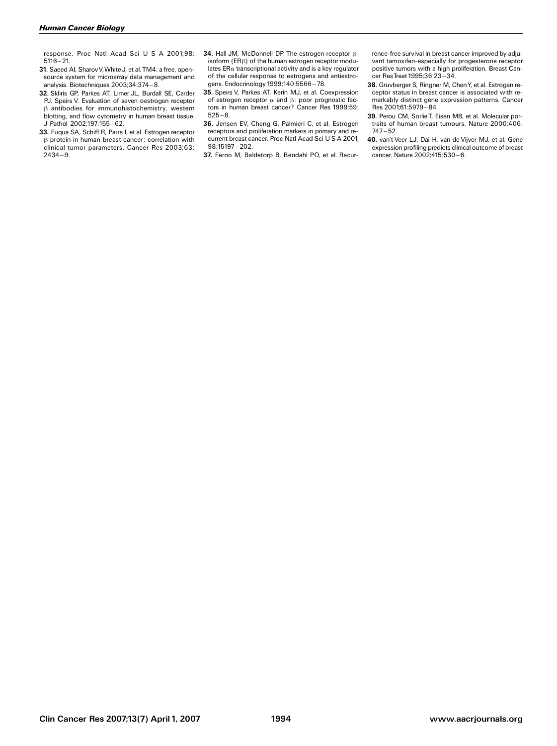response. Proc Natl Acad Sci U S A 2001;98: 5116–21.

**31.** Saeed AI, Sharov V, White J, et al. TM4: a free, open-source system for microarray data management and analysis. Biotechniques 2003;34:374–8.

**32.** Skliris GP, Parkes AT, Limer JL, Burdall SE, Carder PJ, Speirs V. Evaluation of seven oestrogen receptor β antibodies for immunohistochemistry, western blotting, and flow cytometry in human breast tissue. J Pathol 2002;197:155–62.

**33.** Fuqua SA, Schiff R, Parra I, et al. Estrogen receptor β protein in human breast cancer: correlation with clinical tumor parameters. Cancer Res 2003;63: 2434–9.

**34.** Hall JM, McDonnell DP. The estrogen receptor β-isoform (ERβ) of the human estrogen receptor modulates ERα transcriptional activity and is a key regulator of the cellular response to estrogens and antiestrogens. Endocrinology 1999;140:5566–78.

**35.** Speirs V, Parkes AT, Kerin MJ, et al. Coexpression of estrogen receptor α and β: poor prognostic factors in human breast cancer? Cancer Res 1999;59: 525–8.

**36.** Jensen EV, Cheng G, Palmieri C, et al. Estrogen receptors and proliferation markers in primary and recurrent breast cancer. Proc Natl Acad Sci U S A 2001; 98:15197–202.

**37.** Ferno M, Baldetorp B, Bendahl PO, et al. Recurrence-free survival in breast cancer improved by adjuvant tamoxifen-especially for progesterone receptor positive tumors with a high proliferation. Breast Cancer Res Treat 1995;36:23–34.

**38.** Gruvberger S, Ringner M, Chen Y, et al. Estrogen receptor status in breast cancer is associated with remarkably distinct gene expression patterns. Cancer Res 2001;61:5979–84.

**39.** Perou CM, Sorlie T, Eisen MB, et al. Molecular portraits of human breast tumours. Nature 2000;406: 747–52.

**40.** van't Veer LJ, Dai H, van de Vijver MJ, et al. Gene expression profiling predicts clinical outcome of breast cancer. Nature 2002;415:530–6.